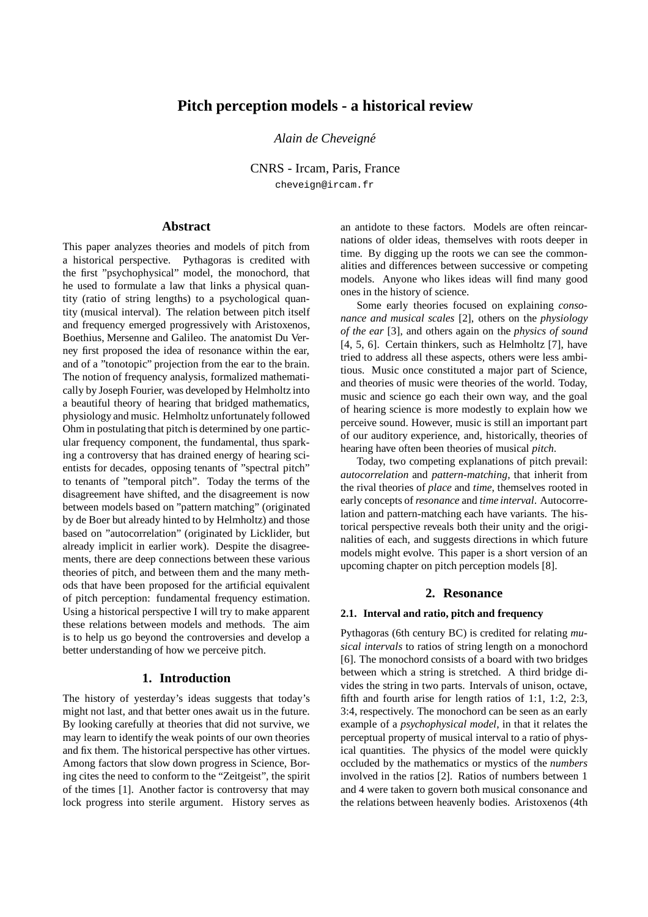# Pitch perception models - a historical review

*Alain de Cheveigné*

CNRS - Ircam, Paris, France
cheveign@ircam.fr

## Abstract

This paper analyzes theories and models of pitch from a historical perspective. Pythagoras is credited with the first "psychophysical" model, the monochord, that he used to formulate a law that links a physical quantity (ratio of string lengths) to a psychological quantity (musical interval). The relation between pitch itself and frequency emerged progressively with Aristoxenos, Boethius, Mersenne and Galileo. The anatomist Du Verney first proposed the idea of resonance within the ear, and of a "tonotopic" projection from the ear to the brain. The notion of frequency analysis, formalized mathematically by Joseph Fourier, was developed by Helmholtz into a beautiful theory of hearing that bridged mathematics, physiology and music. Helmholtz unfortunately followed Ohm in postulating that pitch is determined by one particular frequency component, the fundamental, thus sparking a controversy that has drained energy of hearing scientists for decades, opposing tenants of "spectral pitch" to tenants of "temporal pitch". Today the terms of the disagreement have shifted, and the disagreement is now between models based on "pattern matching" (originated by de Boer but already hinted to by Helmholtz) and those based on "autocorrelation" (originated by Licklider, but already implicit in earlier work). Despite the disagreements, there are deep connections between these various theories of pitch, and between them and the many methods that have been proposed for the artificial equivalent of pitch perception: fundamental frequency estimation. Using a historical perspective I will try to make apparent these relations between models and methods. The aim is to help us go beyond the controversies and develop a better understanding of how we perceive pitch.

## 1. Introduction

The history of yesterday's ideas suggests that today's might not last, and that better ones await us in the future. By looking carefully at theories that did not survive, we may learn to identify the weak points of our own theories and fix them. The historical perspective has other virtues. Among factors that slow down progress in Science, Boring cites the need to conform to the "Zeitgeist", the spirit of the times [1]. Another factor is controversy that may lock progress into sterile argument. History serves as an antidote to these factors. Models are often reincarnations of older ideas, themselves with roots deeper in time. By digging up the roots we can see the commonalities and differences between successive or competing models. Anyone who likes ideas will find many good ones in the history of science.

Some early theories focused on explaining *consonance and musical scales* [2], others on the *physiology of the ear* [3], and others again on the *physics of sound* [4, 5, 6]. Certain thinkers, such as Helmholtz [7], have tried to address all these aspects, others were less ambitious. Music once constituted a major part of Science, and theories of music were theories of the world. Today, music and science go each their own way, and the goal of hearing science is more modestly to explain how we perceive sound. However, music is still an important part of our auditory experience, and, historically, theories of hearing have often been theories of musical *pitch*.

Today, two competing explanations of pitch prevail: *autocorrelation* and *pattern-matching*, that inherit from the rival theories of *place* and *time*, themselves rooted in early concepts of *resonance* and *time interval*. Autocorrelation and pattern-matching each have variants. The historical perspective reveals both their unity and the originalities of each, and suggests directions in which future models might evolve. This paper is a short version of an upcoming chapter on pitch perception models [8].

## 2. Resonance

### 2.1. Interval and ratio, pitch and frequency

Pythagoras (6th century BC) is credited for relating *musical intervals* to ratios of string length on a monochord [6]. The monochord consists of a board with two bridges between which a string is stretched. A third bridge divides the string in two parts. Intervals of unison, octave, fifth and fourth arise for length ratios of 1:1, 1:2, 2:3, 3:4, respectively. The monochord can be seen as an early example of a *psychophysical model*, in that it relates the perceptual property of musical interval to a ratio of physical quantities. The physics of the model were quickly occluded by the mathematics or mystics of the *numbers* involved in the ratios [2]. Ratios of numbers between 1 and 4 were taken to govern both musical consonance and the relations between heavenly bodies. Aristoxenos (4th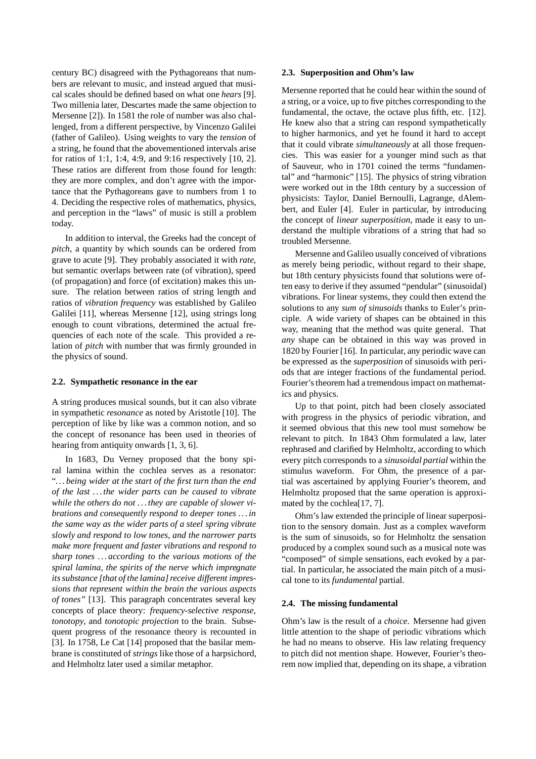century BC) disagreed with the Pythagoreans that numbers are relevant to music, and instead argued that musical scales should be defined based on what one *hears* [9]. Two millenia later, Descartes made the same objection to Mersenne [2]). In 1581 the role of number was also challenged, from a different perspective, by Vincenzo Galilei (father of Galileo). Using weights to vary the *tension* of a string, he found that the abovementioned intervals arise for ratios of 1:1, 1:4, 4:9, and 9:16 respectively [10, 2]. These ratios are different from those found for length: they are more complex, and don't agree with the importance that the Pythagoreans gave to numbers from 1 to 4. Deciding the respective roles of mathematics, physics, and perception in the "laws" of music is still a problem today.

In addition to interval, the Greeks had the concept of *pitch*, a quantity by which sounds can be ordered from grave to acute [9]. They probably associated it with *rate*, but semantic overlaps between rate (of vibration), speed (of propagation) and force (of excitation) makes this unsure. The relation between ratios of string length and ratios of *vibration frequency* was established by Galileo Galilei [11], whereas Mersenne [12], using strings long enough to count vibrations, determined the actual frequencies of each note of the scale. This provided a relation of *pitch* with number that was firmly grounded in the physics of sound.

### 2.2. Sympathetic resonance in the ear

A string produces musical sounds, but it can also vibrate in sympathetic *resonance* as noted by Aristotle [10]. The perception of like by like was a common notion, and so the concept of resonance has been used in theories of hearing from antiquity onwards [1, 3, 6].

In 1683, Du Verney proposed that the bony spiral lamina within the cochlea serves as a resonator: "*...being wider at the start of the first turn than the end of the last ...the wider parts can be caused to vibrate while the others do not ...they are capable of slower vibrations and consequently respond to deeper tones ...in the same way as the wider parts of a steel spring vibrate slowly and respond to low tones, and the narrower parts make more frequent and faster vibrations and respond to sharp tones ...according to the various motions of the spiral lamina, the spirits of the nerve which impregnate its substance [that of the lamina] receive different impressions that represent within the brain the various aspects of tones*" [13]. This paragraph concentrates several key concepts of place theory: *frequency-selective response*, *tonotopy*, and *tonotopic projection* to the brain. Subsequent progress of the resonance theory is recounted in [3]. In 1758, Le Cat [14] proposed that the basilar membrane is constituted of *strings* like those of a harpsichord, and Helmholtz later used a similar metaphor.

### 2.3. Superposition and Ohm's law

Mersenne reported that he could hear within the sound of a string, or a voice, up to five pitches corresponding to the fundamental, the octave, the octave plus fifth, etc. [12]. He knew also that a string can respond sympathetically to higher harmonics, and yet he found it hard to accept that it could vibrate *simultaneously* at all those frequencies. This was easier for a younger mind such as that of Sauveur, who in 1701 coined the terms "fundamental" and "harmonic" [15]. The physics of string vibration were worked out in the 18th century by a succession of physicists: Taylor, Daniel Bernoulli, Lagrange, dAlembert, and Euler [4]. Euler in particular, by introducing the concept of *linear superposition*, made it easy to understand the multiple vibrations of a string that had so troubled Mersenne.

Mersenne and Galileo usually conceived of vibrations as merely being periodic, without regard to their shape, but 18th century physicists found that solutions were often easy to derive if they assumed "pendular" (sinusoidal) vibrations. For linear systems, they could then extend the solutions to any *sum of sinusoids* thanks to Euler's principle. A wide variety of shapes can be obtained in this way, meaning that the method was quite general. That *any* shape can be obtained in this way was proved in 1820 by Fourier [16]. In particular, any periodic wave can be expressed as the *superposition* of sinusoids with periods that are integer fractions of the fundamental period. Fourier's theorem had a tremendous impact on mathematics and physics.

Up to that point, pitch had been closely associated with progress in the physics of periodic vibration, and it seemed obvious that this new tool must somehow be relevant to pitch. In 1843 Ohm formulated a law, later rephrased and clarified by Helmholtz, according to which every pitch corresponds to a *sinusoidal partial* within the stimulus waveform. For Ohm, the presence of a partial was ascertained by applying Fourier's theorem, and Helmholtz proposed that the same operation is approximated by the cochlea[17, 7].

Ohm's law extended the principle of linear superposition to the sensory domain. Just as a complex waveform is the sum of sinusoids, so for Helmholtz the sensation produced by a complex sound such as a musical note was "composed" of simple sensations, each evoked by a partial. In particular, he associated the main pitch of a musical tone to its *fundamental* partial.

### 2.4. The missing fundamental

Ohm's law is the result of a *choice*. Mersenne had given little attention to the shape of periodic vibrations which he had no means to observe. His law relating frequency to pitch did not mention shape. However, Fourier's theorem now implied that, depending on its shape, a vibration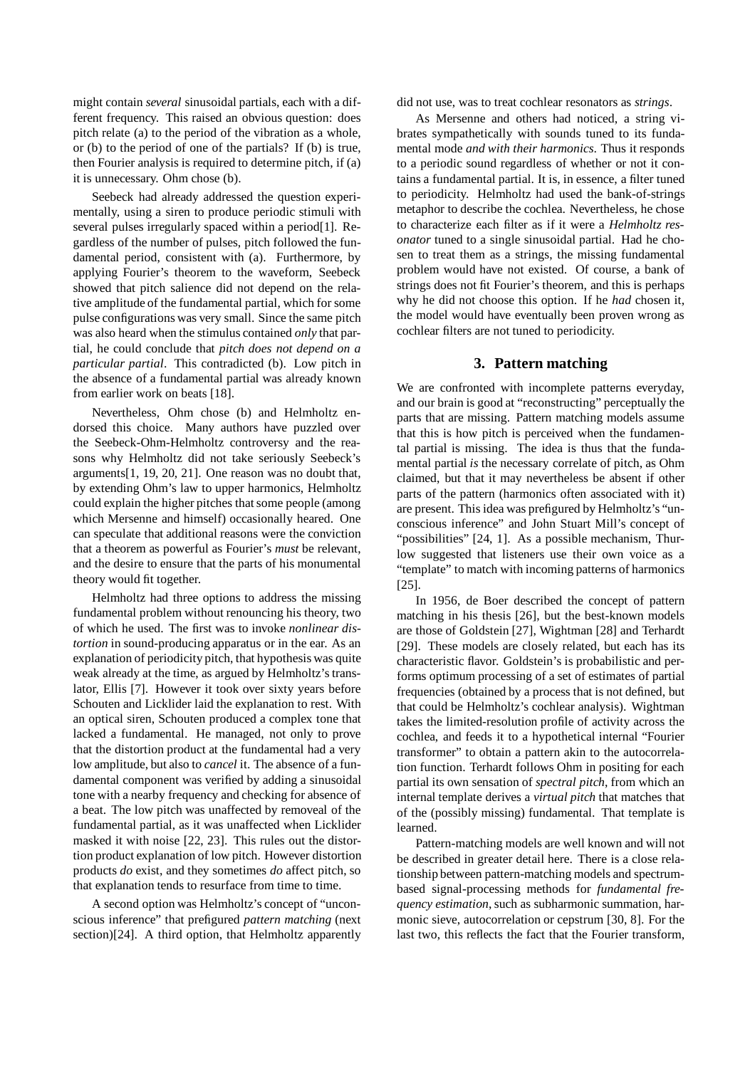might contain *several* sinusoidal partials, each with a different frequency. This raised an obvious question: does pitch relate (a) to the period of the vibration as a whole, or (b) to the period of one of the partials? If (b) is true, then Fourier analysis is required to determine pitch, if (a) it is unnecessary. Ohm chose (b).

Seebeck had already addressed the question experimentally, using a siren to produce periodic stimuli with several pulses irregularly spaced within a period[1]. Regardless of the number of pulses, pitch followed the fundamental period, consistent with (a). Furthermore, by applying Fourier's theorem to the waveform, Seebeck showed that pitch salience did not depend on the relative amplitude of the fundamental partial, which for some pulse configurations was very small. Since the same pitch was also heard when the stimulus contained *only* that partial, he could conclude that *pitch does not depend on a particular partial*. This contradicted (b). Low pitch in the absence of a fundamental partial was already known from earlier work on beats [18].

Nevertheless, Ohm chose (b) and Helmholtz endorsed this choice. Many authors have puzzled over the Seebeck-Ohm-Helmholtz controversy and the reasons why Helmholtz did not take seriously Seebeck's arguments[1, 19, 20, 21]. One reason was no doubt that, by extending Ohm's law to upper harmonics, Helmholtz could explain the higher pitches that some people (among which Mersenne and himself) occasionally heared. One can speculate that additional reasons were the conviction that a theorem as powerful as Fourier's *must* be relevant, and the desire to ensure that the parts of his monumental theory would fit together.

Helmholtz had three options to address the missing fundamental problem without renouncing his theory, two of which he used. The first was to invoke *nonlinear distortion* in sound-producing apparatus or in the ear. As an explanation of periodicity pitch, that hypothesis was quite weak already at the time, as argued by Helmholtz's translator, Ellis [7]. However it took over sixty years before Schouten and Licklider laid the explanation to rest. With an optical siren, Schouten produced a complex tone that lacked a fundamental. He managed, not only to prove that the distortion product at the fundamental had a very low amplitude, but also to *cancel* it. The absence of a fundamental component was verified by adding a sinusoidal tone with a nearby frequency and checking for absence of a beat. The low pitch was unaffected by removeal of the fundamental partial, as it was unaffected when Licklider masked it with noise [22, 23]. This rules out the distortion product explanation of low pitch. However distortion products *do* exist, and they sometimes *do* affect pitch, so that explanation tends to resurface from time to time.

A second option was Helmholtz's concept of "unconscious inference" that prefigured *pattern matching* (next section)[24]. A third option, that Helmholtz apparently did not use, was to treat cochlear resonators as *strings*.

As Mersenne and others had noticed, a string vibrates sympathetically with sounds tuned to its fundamental mode *and with their harmonics*. Thus it responds to a periodic sound regardless of whether or not it contains a fundamental partial. It is, in essence, a filter tuned to periodicity. Helmholtz had used the bank-of-strings metaphor to describe the cochlea. Nevertheless, he chose to characterize each filter as if it were a *Helmholtz resonator* tuned to a single sinusoidal partial. Had he chosen to treat them as a strings, the missing fundamental problem would have not existed. Of course, a bank of strings does not fit Fourier's theorem, and this is perhaps why he did not choose this option. If he *had* chosen it, the model would have eventually been proven wrong as cochlear filters are not tuned to periodicity.

## 3. Pattern matching

We are confronted with incomplete patterns everyday, and our brain is good at "reconstructing" perceptually the parts that are missing. Pattern matching models assume that this is how pitch is perceived when the fundamental partial is missing. The idea is thus that the fundamental partial *is* the necessary correlate of pitch, as Ohm claimed, but that it may nevertheless be absent if other parts of the pattern (harmonics often associated with it) are present. This idea was prefigured by Helmholtz's "unconscious inference" and John Stuart Mill's concept of "possibilities" [24, 1]. As a possible mechanism, Thurlow suggested that listeners use their own voice as a "template" to match with incoming patterns of harmonics [25].

In 1956, de Boer described the concept of pattern matching in his thesis [26], but the best-known models are those of Goldstein [27], Wightman [28] and Terhardt [29]. These models are closely related, but each has its characteristic flavor. Goldstein's is probabilistic and performs optimum processing of a set of estimates of partial frequencies (obtained by a process that is not defined, but that could be Helmholtz's cochlear analysis). Wightman takes the limited-resolution profile of activity across the cochlea, and feeds it to a hypothetical internal "Fourier transformer" to obtain a pattern akin to the autocorrelation function. Terhardt follows Ohm in positing for each partial its own sensation of *spectral pitch*, from which an internal template derives a *virtual pitch* that matches that of the (possibly missing) fundamental. That template is learned.

Pattern-matching models are well known and will not be described in greater detail here. There is a close relationship between pattern-matching models and spectrum-based signal-processing methods for *fundamental frequency estimation*, such as subharmonic summation, harmonic sieve, autocorrelation or cepstrum [30, 8]. For the last two, this reflects the fact that the Fourier transform,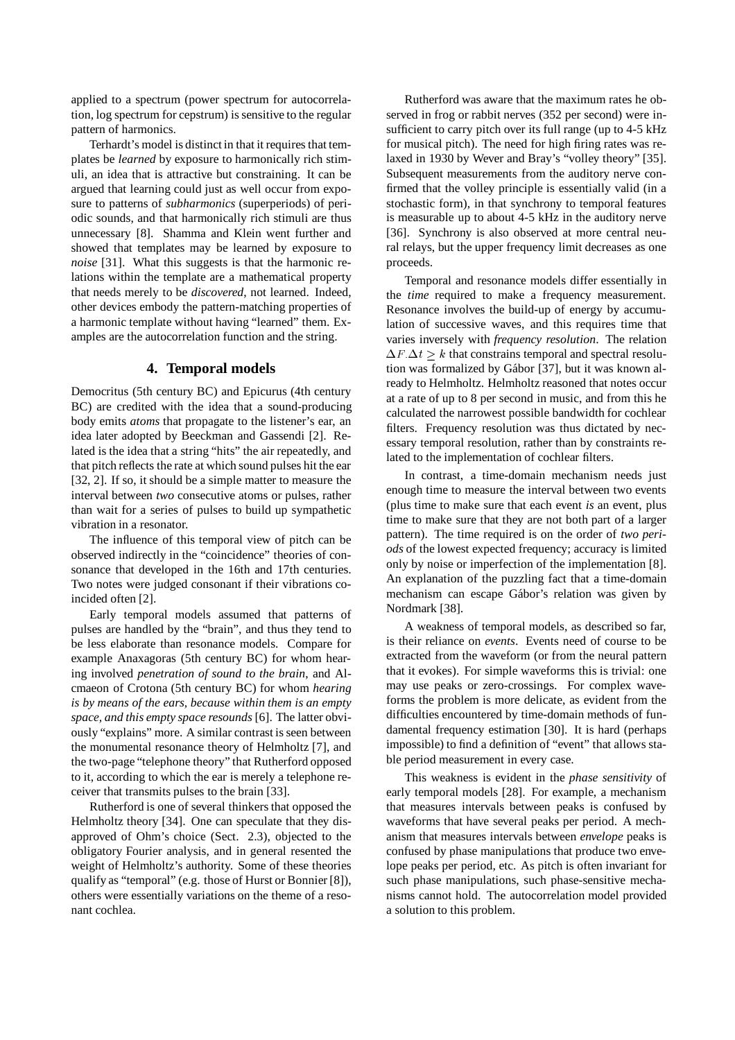applied to a spectrum (power spectrum for autocorrelation, log spectrum for cepstrum) is sensitive to the regular pattern of harmonics.

Terhardt's model is distinct in that it requires that templates be *learned* by exposure to harmonically rich stimuli, an idea that is attractive but constraining. It can be argued that learning could just as well occur from exposure to patterns of *subharmonics* (superperiods) of periodic sounds, and that harmonically rich stimuli are thus unnecessary [8]. Shamma and Klein went further and showed that templates may be learned by exposure to *noise* [31]. What this suggests is that the harmonic relations within the template are a mathematical property that needs merely to be *discovered*, not learned. Indeed, other devices embody the pattern-matching properties of a harmonic template without having "learned" them. Examples are the autocorrelation function and the string.

## 4. Temporal models

Democritus (5th century BC) and Epicurus (4th century BC) are credited with the idea that a sound-producing body emits *atoms* that propagate to the listener's ear, an idea later adopted by Beeckman and Gassendi [2]. Related is the idea that a string "hits" the air repeatedly, and that pitch reflects the rate at which sound pulses hit the ear [32, 2]. If so, it should be a simple matter to measure the interval between *two* consecutive atoms or pulses, rather than wait for a series of pulses to build up sympathetic vibration in a resonator.

The influence of this temporal view of pitch can be observed indirectly in the "coincidence" theories of consonance that developed in the 16th and 17th centuries. Two notes were judged consonant if their vibrations coincided often [2].

Early temporal models assumed that patterns of pulses are handled by the "brain", and thus they tend to be less elaborate than resonance models. Compare for example Anaxagoras (5th century BC) for whom hearing involved *penetration of sound to the brain*, and Alcmaeon of Crotona (5th century BC) for whom *hearing is by means of the ears, because within them is an empty space, and this empty space resounds* [6]. The latter obviously "explains" more. A similar contrast is seen between the monumental resonance theory of Helmholtz [7], and the two-page "telephone theory" that Rutherford opposed to it, according to which the ear is merely a telephone receiver that transmits pulses to the brain [33].

Rutherford is one of several thinkers that opposed the Helmholtz theory [34]. One can speculate that they disapproved of Ohm's choice (Sect. 2.3), objected to the obligatory Fourier analysis, and in general resented the weight of Helmholtz's authority. Some of these theories qualify as "temporal" (e.g. those of Hurst or Bonnier [8]), others were essentially variations on the theme of a resonant cochlea.

Rutherford was aware that the maximum rates he observed in frog or rabbit nerves (352 per second) were insufficient to carry pitch over its full range (up to 4-5 kHz for musical pitch). The need for high firing rates was relaxed in 1930 by Wever and Bray's "volley theory" [35]. Subsequent measurements from the auditory nerve confirmed that the volley principle is essentially valid (in a stochastic form), in that synchrony to temporal features is measurable up to about 4-5 kHz in the auditory nerve [36]. Synchrony is also observed at more central neural relays, but the upper frequency limit decreases as one proceeds.

Temporal and resonance models differ essentially in the *time* required to make a frequency measurement. Resonance involves the build-up of energy by accumulation of successive waves, and this requires time that varies inversely with *frequency resolution*. The relation $\Delta F.\Delta t \geq k$ that constrains temporal and spectral resolution was formalized by Gábor [37], but it was known already to Helmholtz. Helmholtz reasoned that notes occur at a rate of up to 8 per second in music, and from this he calculated the narrowest possible bandwidth for cochlear filters. Frequency resolution was thus dictated by necessary temporal resolution, rather than by constraints related to the implementation of cochlear filters.

In contrast, a time-domain mechanism needs just enough time to measure the interval between two events (plus time to make sure that each event *is* an event, plus time to make sure that they are not both part of a larger pattern). The time required is on the order of *two periods* of the lowest expected frequency; accuracy is limited only by noise or imperfection of the implementation [8]. An explanation of the puzzling fact that a time-domain mechanism can escape Gábor's relation was given by Nordmark [38].

A weakness of temporal models, as described so far, is their reliance on *events*. Events need of course to be extracted from the waveform (or from the neural pattern that it evokes). For simple waveforms this is trivial: one may use peaks or zero-crossings. For complex waveforms the problem is more delicate, as evident from the difficulties encountered by time-domain methods of fundamental frequency estimation [30]. It is hard (perhaps impossible) to find a definition of "event" that allows stable period measurement in every case.

This weakness is evident in the *phase sensitivity* of early temporal models [28]. For example, a mechanism that measures intervals between peaks is confused by waveforms that have several peaks per period. A mechanism that measures intervals between *envelope* peaks is confused by phase manipulations that produce two envelope peaks per period, etc. As pitch is often invariant for such phase manipulations, such phase-sensitive mechanisms cannot hold. The autocorrelation model provided a solution to this problem.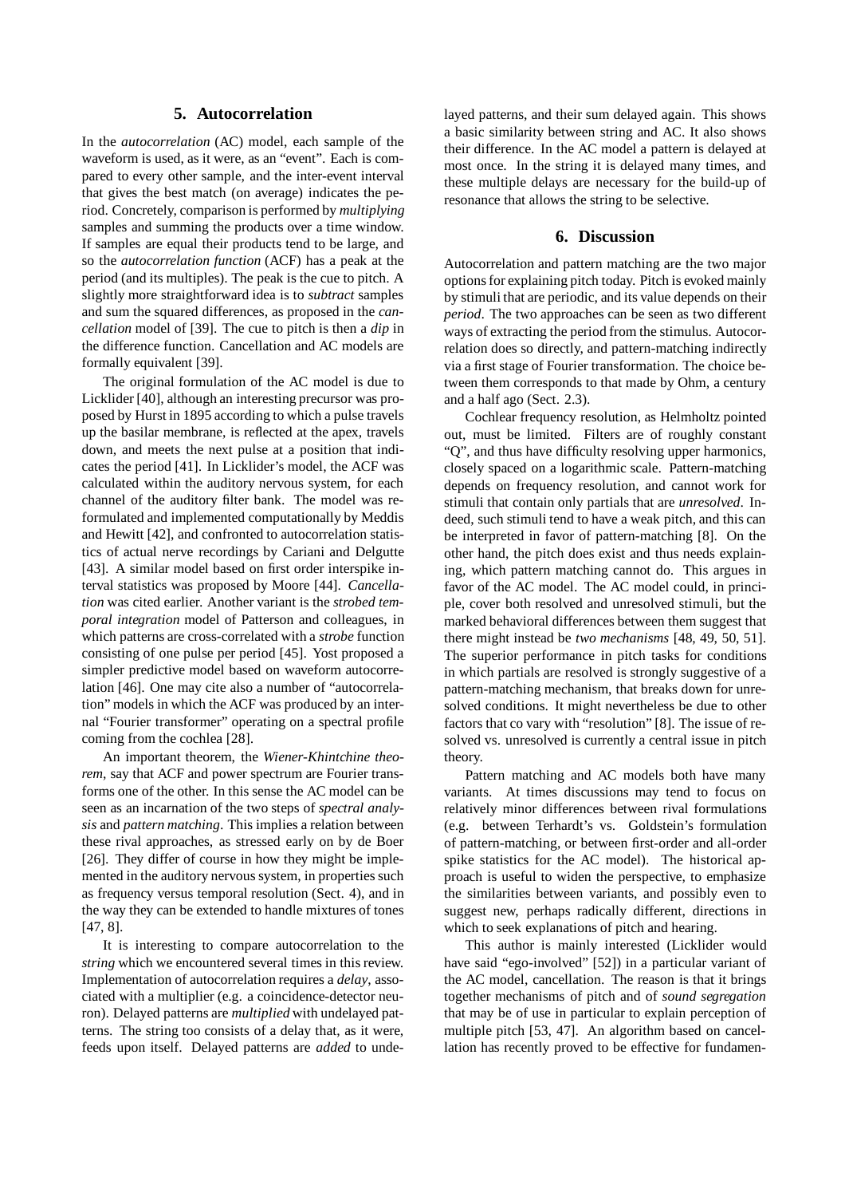## 5. Autocorrelation

In the *autocorrelation* (AC) model, each sample of the waveform is used, as it were, as an "event". Each is compared to every other sample, and the inter-event interval that gives the best match (on average) indicates the period. Concretely, comparison is performed by *multiplying* samples and summing the products over a time window. If samples are equal their products tend to be large, and so the *autocorrelation function* (ACF) has a peak at the period (and its multiples). The peak is the cue to pitch. A slightly more straightforward idea is to *subtract* samples and sum the squared differences, as proposed in the *cancellation* model of [39]. The cue to pitch is then a *dip* in the difference function. Cancellation and AC models are formally equivalent [39].

The original formulation of the AC model is due to Licklider [40], although an interesting precursor was proposed by Hurst in 1895 according to which a pulse travels up the basilar membrane, is reflected at the apex, travels down, and meets the next pulse at a position that indicates the period [41]. In Licklider's model, the ACF was calculated within the auditory nervous system, for each channel of the auditory filter bank. The model was reformulated and implemented computationally by Meddis and Hewitt [42], and confronted to autocorrelation statistics of actual nerve recordings by Cariani and Delgutte [43]. A similar model based on first order interspike interval statistics was proposed by Moore [44]. *Cancellation* was cited earlier. Another variant is the *strobed temporal integration* model of Patterson and colleagues, in which patterns are cross-correlated with a *strobe* function consisting of one pulse per period [45]. Yost proposed a simpler predictive model based on waveform autocorrelation [46]. One may cite also a number of "autocorrelation" models in which the ACF was produced by an internal "Fourier transformer" operating on a spectral profile coming from the cochlea [28].

An important theorem, the *Wiener-Khintchine theorem*, say that ACF and power spectrum are Fourier transforms one of the other. In this sense the AC model can be seen as an incarnation of the two steps of *spectral analysis* and *pattern matching*. This implies a relation between these rival approaches, as stressed early on by de Boer [26]. They differ of course in how they might be implemented in the auditory nervous system, in properties such as frequency versus temporal resolution (Sect. 4), and in the way they can be extended to handle mixtures of tones [47, 8].

It is interesting to compare autocorrelation to the *string* which we encountered several times in this review. Implementation of autocorrelation requires a *delay*, associated with a multiplier (e.g. a coincidence-detector neuron). Delayed patterns are *multiplied* with undelayed patterns. The string too consists of a delay that, as it were, feeds upon itself. Delayed patterns are *added* to undelayed patterns, and their sum delayed again. This shows a basic similarity between string and AC. It also shows their difference. In the AC model a pattern is delayed at most once. In the string it is delayed many times, and these multiple delays are necessary for the build-up of resonance that allows the string to be selective.

## 6. Discussion

Autocorrelation and pattern matching are the two major options for explaining pitch today. Pitch is evoked mainly by stimuli that are periodic, and its value depends on their *period*. The two approaches can be seen as two different ways of extracting the period from the stimulus. Autocorrelation does so directly, and pattern-matching indirectly via a first stage of Fourier transformation. The choice between them corresponds to that made by Ohm, a century and a half ago (Sect. 2.3).

Cochlear frequency resolution, as Helmholtz pointed out, must be limited. Filters are of roughly constant "Q", and thus have difficulty resolving upper harmonics, closely spaced on a logarithmic scale. Pattern-matching depends on frequency resolution, and cannot work for stimuli that contain only partials that are *unresolved*. Indeed, such stimuli tend to have a weak pitch, and this can be interpreted in favor of pattern-matching [8]. On the other hand, the pitch does exist and thus needs explaining, which pattern matching cannot do. This argues in favor of the AC model. The AC model could, in principle, cover both resolved and unresolved stimuli, but the marked behavioral differences between them suggest that there might instead be *two mechanisms* [48, 49, 50, 51]. The superior performance in pitch tasks for conditions in which partials are resolved is strongly suggestive of a pattern-matching mechanism, that breaks down for unresolved conditions. It might nevertheless be due to other factors that co vary with "resolution" [8]. The issue of resolved vs. unresolved is currently a central issue in pitch theory.

Pattern matching and AC models both have many variants. At times discussions may tend to focus on relatively minor differences between rival formulations (e.g. between Terhardt's vs. Goldstein's formulation of pattern-matching, or between first-order and all-order spike statistics for the AC model). The historical approach is useful to widen the perspective, to emphasize the similarities between variants, and possibly even to suggest new, perhaps radically different, directions in which to seek explanations of pitch and hearing.

This author is mainly interested (Licklider would have said "ego-involved" [52]) in a particular variant of the AC model, cancellation. The reason is that it brings together mechanisms of pitch and of *sound segregation* that may be of use in particular to explain perception of multiple pitch [53, 47]. An algorithm based on cancellation has recently proved to be effective for fundamen-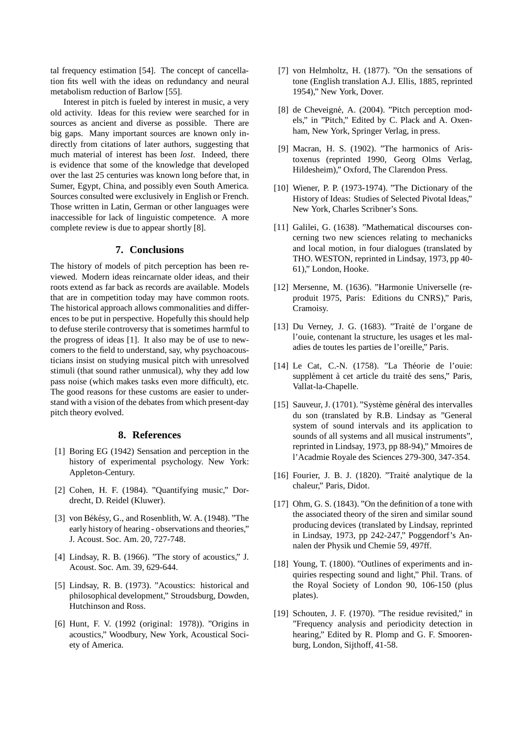tal frequency estimation [54]. The concept of cancellation fits well with the ideas on redundancy and neural metabolism reduction of Barlow [55].

Interest in pitch is fueled by interest in music, a very old activity. Ideas for this review were searched for in sources as ancient and diverse as possible. There are big gaps. Many important sources are known only indirectly from citations of later authors, suggesting that much material of interest has been *lost*. Indeed, there is evidence that some of the knowledge that developed over the last 25 centuries was known long before that, in Sumer, Egypt, China, and possibly even South America. Sources consulted were exclusively in English or French. Those written in Latin, German or other languages were inaccessible for lack of linguistic competence. A more complete review is due to appear shortly [8].

## 7. Conclusions

The history of models of pitch perception has been reviewed. Modern ideas reincarnate older ideas, and their roots extend as far back as records are available. Models that are in competition today may have common roots. The historical approach allows commonalities and differences to be put in perspective. Hopefully this should help to defuse sterile controversy that is sometimes harmful to the progress of ideas [1]. It also may be of use to newcomers to the field to understand, say, why psychoacousticians insist on studying musical pitch with unresolved stimuli (that sound rather unmusical), why they add low pass noise (which makes tasks even more difficult), etc. The good reasons for these customs are easier to understand with a vision of the debates from which present-day pitch theory evolved.

## 8. References

[1] Boring EG (1942) Sensation and perception in the history of experimental psychology. New York: Appleton-Century.

[2] Cohen, H. F. (1984). "Quantifying music," Dordrecht, D. Reidel (Kluwer).

[3] von Békésy, G., and Rosenblith, W. A. (1948). "The early history of hearing - observations and theories," J. Acoust. Soc. Am. 20, 727-748.

[4] Lindsay, R. B. (1966). "The story of acoustics," J. Acoust. Soc. Am. 39, 629-644.

[5] Lindsay, R. B. (1973). "Acoustics: historical and philosophical development," Stroudsburg, Dowden, Hutchinson and Ross.

[6] Hunt, F. V. (1992 (original: 1978)). "Origins in acoustics," Woodbury, New York, Acoustical Society of America.

[7] von Helmholtz, H. (1877). "On the sensations of tone (English translation A.J. Ellis, 1885, reprinted 1954)," New York, Dover.

[8] de Cheveigné, A. (2004). "Pitch perception models," in "Pitch," Edited by C. Plack and A. Oxenham, New York, Springer Verlag, in press.

[9] Macran, H. S. (1902). "The harmonics of Aristoxenus (reprinted 1990, Georg Olms Verlag, Hildesheim)," Oxford, The Clarendon Press.

[10] Wiener, P. P. (1973-1974). "The Dictionary of the History of Ideas: Studies of Selected Pivotal Ideas," New York, Charles Scribner's Sons.

[11] Galilei, G. (1638). "Mathematical discourses concerning two new sciences relating to mechanicks and local motion, in four dialogues (translated by THO. WESTON, reprinted in Lindsay, 1973, pp 40-61)," London, Hooke.

[12] Mersenne, M. (1636). "Harmonie Universelle (reproduit 1975, Paris: Editions du CNRS)," Paris, Cramoisy.

[13] Du Verney, J. G. (1683). "Traité de l'organe de l'ouie, contenant la structure, les usages et les maladies de toutes les parties de l'oreille," Paris.

[14] Le Cat, C.-N. (1758). "La Théorie de l'ouie: supplément à cet article du traité des sens," Paris, Vallat-la-Chapelle.

[15] Sauveur, J. (1701). "Système général des intervalles du son (translated by R.B. Lindsay as "General system of sound intervals and its application to sounds of all systems and all musical instruments", reprinted in Lindsay, 1973, pp 88-94)," Mmoires de l'Acadmie Royale des Sciences 279-300, 347-354.

[16] Fourier, J. B. J. (1820). "Traité analytique de la chaleur," Paris, Didot.

[17] Ohm, G. S. (1843). "On the definition of a tone with the associated theory of the siren and similar sound producing devices (translated by Lindsay, reprinted in Lindsay, 1973, pp 242-247," Poggendorf's Annalen der Physik und Chemie 59, 497ff.

[18] Young, T. (1800). "Outlines of experiments and inquiries respecting sound and light," Phil. Trans. of the Royal Society of London 90, 106-150 (plus plates).

[19] Schouten, J. F. (1970). "The residue revisited," in "Frequency analysis and periodicity detection in hearing," Edited by R. Plomp and G. F. Smoorenburg, London, Sijthoff, 41-58.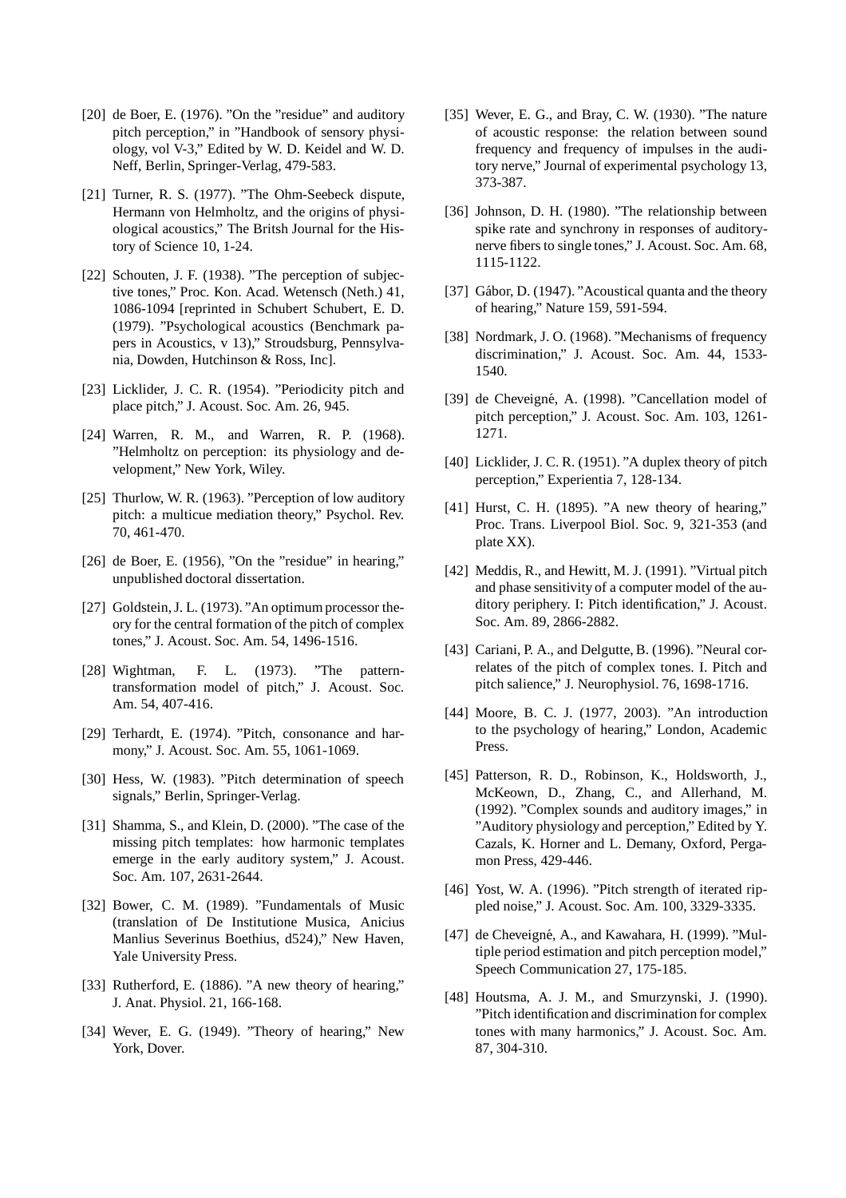[20] de Boer, E. (1976). "On the "residue" and auditory pitch perception," in "Handbook of sensory physiology, vol V-3," Edited by W. D. Keidel and W. D. Neff, Berlin, Springer-Verlag, 479-583.

[21] Turner, R. S. (1977). "The Ohm-Seebeck dispute, Hermann von Helmholtz, and the origins of physiological acoustics," The Britsh Journal for the History of Science 10, 1-24.

[22] Schouten, J. F. (1938). "The perception of subjective tones," Proc. Kon. Acad. Wetensch (Neth.) 41, 1086-1094 [reprinted in Schubert Schubert, E. D. (1979). "Psychological acoustics (Benchmark papers in Acoustics, v 13)," Stroudsburg, Pennsylvania, Dowden, Hutchinson & Ross, Inc].

[23] Licklider, J. C. R. (1954). "Periodicity pitch and place pitch," J. Acoust. Soc. Am. 26, 945.

[24] Warren, R. M., and Warren, R. P. (1968). "Helmholtz on perception: its physiology and development," New York, Wiley.

[25] Thurlow, W. R. (1963). "Perception of low auditory pitch: a multicue mediation theory," Psychol. Rev. 70, 461-470.

[26] de Boer, E. (1956), "On the "residue" in hearing," unpublished doctoral dissertation.

[27] Goldstein, J. L. (1973). "An optimum processor theory for the central formation of the pitch of complex tones," J. Acoust. Soc. Am. 54, 1496-1516.

[28] Wightman, F. L. (1973). "The pattern-transformation model of pitch," J. Acoust. Soc. Am. 54, 407-416.

[29] Terhardt, E. (1974). "Pitch, consonance and harmony," J. Acoust. Soc. Am. 55, 1061-1069.

[30] Hess, W. (1983). "Pitch determination of speech signals," Berlin, Springer-Verlag.

[31] Shamma, S., and Klein, D. (2000). "The case of the missing pitch templates: how harmonic templates emerge in the early auditory system," J. Acoust. Soc. Am. 107, 2631-2644.

[32] Bower, C. M. (1989). "Fundamentals of Music (translation of De Institutione Musica, Anicius Manlius Severinus Boethius, d524)," New Haven, Yale University Press.

[33] Rutherford, E. (1886). "A new theory of hearing," J. Anat. Physiol. 21, 166-168.

[34] Wever, E. G. (1949). "Theory of hearing," New York, Dover.

[35] Wever, E. G., and Bray, C. W. (1930). "The nature of acoustic response: the relation between sound frequency and frequency of impulses in the auditory nerve," Journal of experimental psychology 13, 373-387.

[36] Johnson, D. H. (1980). "The relationship between spike rate and synchrony in responses of auditory-nerve fibers to single tones," J. Acoust. Soc. Am. 68, 1115-1122.

[37] Gábor, D. (1947). "Acoustical quanta and the theory of hearing," Nature 159, 591-594.

[38] Nordmark, J. O. (1968). "Mechanisms of frequency discrimination," J. Acoust. Soc. Am. 44, 1533-1540.

[39] de Cheveigné, A. (1998). "Cancellation model of pitch perception," J. Acoust. Soc. Am. 103, 1261-1271.

[40] Licklider, J. C. R. (1951). "A duplex theory of pitch perception," Experientia 7, 128-134.

[41] Hurst, C. H. (1895). "A new theory of hearing," Proc. Trans. Liverpool Biol. Soc. 9, 321-353 (and plate XX).

[42] Meddis, R., and Hewitt, M. J. (1991). "Virtual pitch and phase sensitivity of a computer model of the auditory periphery. I: Pitch identification," J. Acoust. Soc. Am. 89, 2866-2882.

[43] Cariani, P. A., and Delgutte, B. (1996). "Neural correlates of the pitch of complex tones. I. Pitch and pitch salience," J. Neurophysiol. 76, 1698-1716.

[44] Moore, B. C. J. (1977, 2003). "An introduction to the psychology of hearing," London, Academic Press.

[45] Patterson, R. D., Robinson, K., Holdsworth, J., McKeown, D., Zhang, C., and Allerhand, M. (1992). "Complex sounds and auditory images," in "Auditory physiology and perception," Edited by Y. Cazals, K. Horner and L. Demany, Oxford, Pergamon Press, 429-446.

[46] Yost, W. A. (1996). "Pitch strength of iterated rippled noise," J. Acoust. Soc. Am. 100, 3329-3335.

[47] de Cheveigné, A., and Kawahara, H. (1999). "Multiple period estimation and pitch perception model," Speech Communication 27, 175-185.

[48] Houtsma, A. J. M., and Smurzynski, J. (1990). "Pitch identification and discrimination for complex tones with many harmonics," J. Acoust. Soc. Am. 87, 304-310.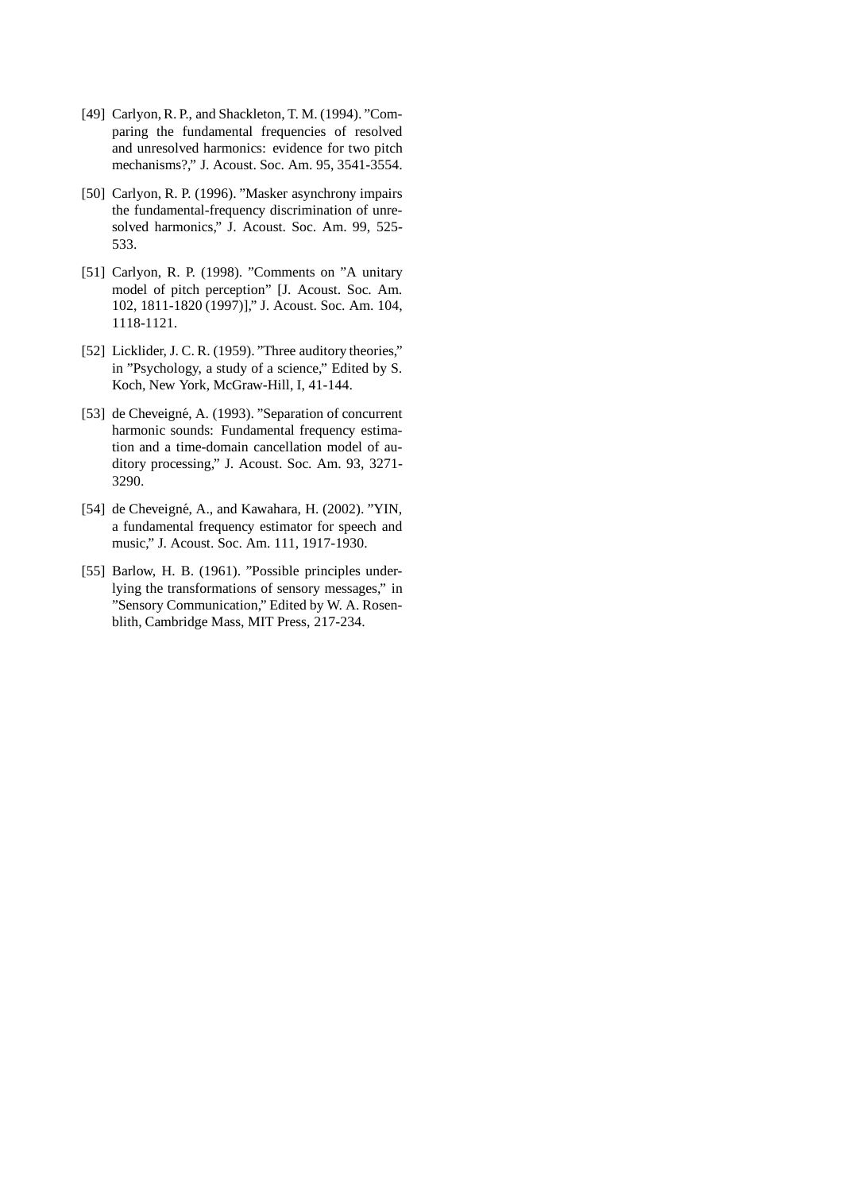[49] Carlyon, R. P., and Shackleton, T. M. (1994). "Comparing the fundamental frequencies of resolved and unresolved harmonics: evidence for two pitch mechanisms?," J. Acoust. Soc. Am. 95, 3541-3554.

[50] Carlyon, R. P. (1996). "Masker asynchrony impairs the fundamental-frequency discrimination of unresolved harmonics," J. Acoust. Soc. Am. 99, 525-533.

[51] Carlyon, R. P. (1998). "Comments on "A unitary model of pitch perception" [J. Acoust. Soc. Am. 102, 1811-1820 (1997)]," J. Acoust. Soc. Am. 104, 1118-1121.

[52] Licklider, J. C. R. (1959). "Three auditory theories," in "Psychology, a study of a science," Edited by S. Koch, New York, McGraw-Hill, I, 41-144.

[53] de Cheveigné, A. (1993). "Separation of concurrent harmonic sounds: Fundamental frequency estimation and a time-domain cancellation model of auditory processing," J. Acoust. Soc. Am. 93, 3271-3290.

[54] de Cheveigné, A., and Kawahara, H. (2002). "YIN, a fundamental frequency estimator for speech and music," J. Acoust. Soc. Am. 111, 1917-1930.

[55] Barlow, H. B. (1961). "Possible principles underlying the transformations of sensory messages," in "Sensory Communication," Edited by W. A. Rosenblith, Cambridge Mass, MIT Press, 217-234.